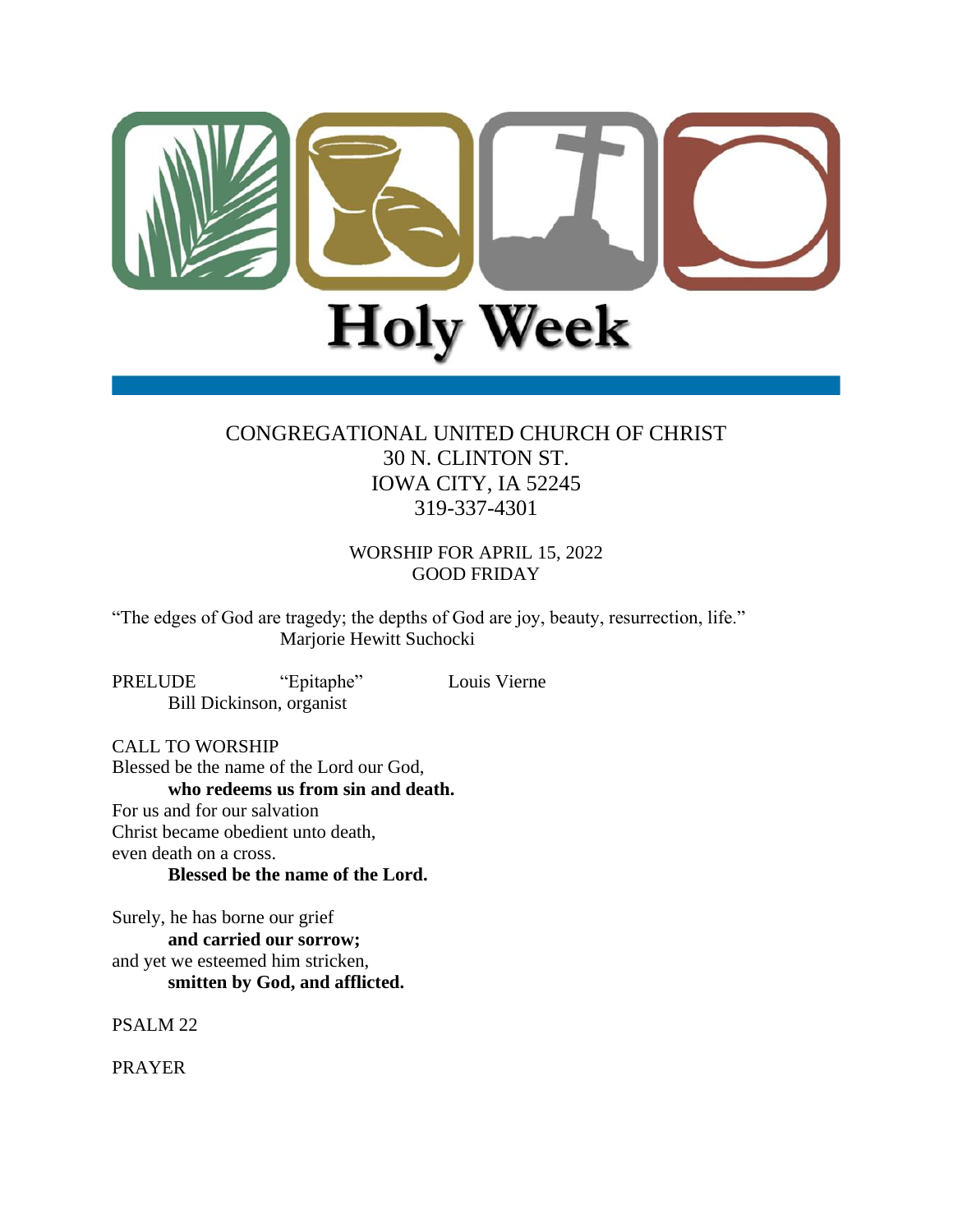# Holy Week

CONGREGATIONAL UNITED CHURCH OF CHRIST
30 N. CLINTON ST.
IOWA CITY, IA 52245
319-337-4301

WORSHIP FOR APRIL 15, 2022
GOOD FRIDAY

"The edges of God are tragedy; the depths of God are joy, beauty, resurrection, life."
Marjorie Hewitt Suchocki

PRELUDE "Epitaphe" Louis Vierne
Bill Dickinson, organist

CALL TO WORSHIP
Blessed be the name of the Lord our God,
**who redeems us from sin and death.**
For us and for our salvation
Christ became obedient unto death,
even death on a cross.
**Blessed be the name of the Lord.**

Surely, he has borne our grief
**and carried our sorrow;**
and yet we esteemed him stricken,
**smitten by God, and afflicted.**

PSALM 22

PRAYER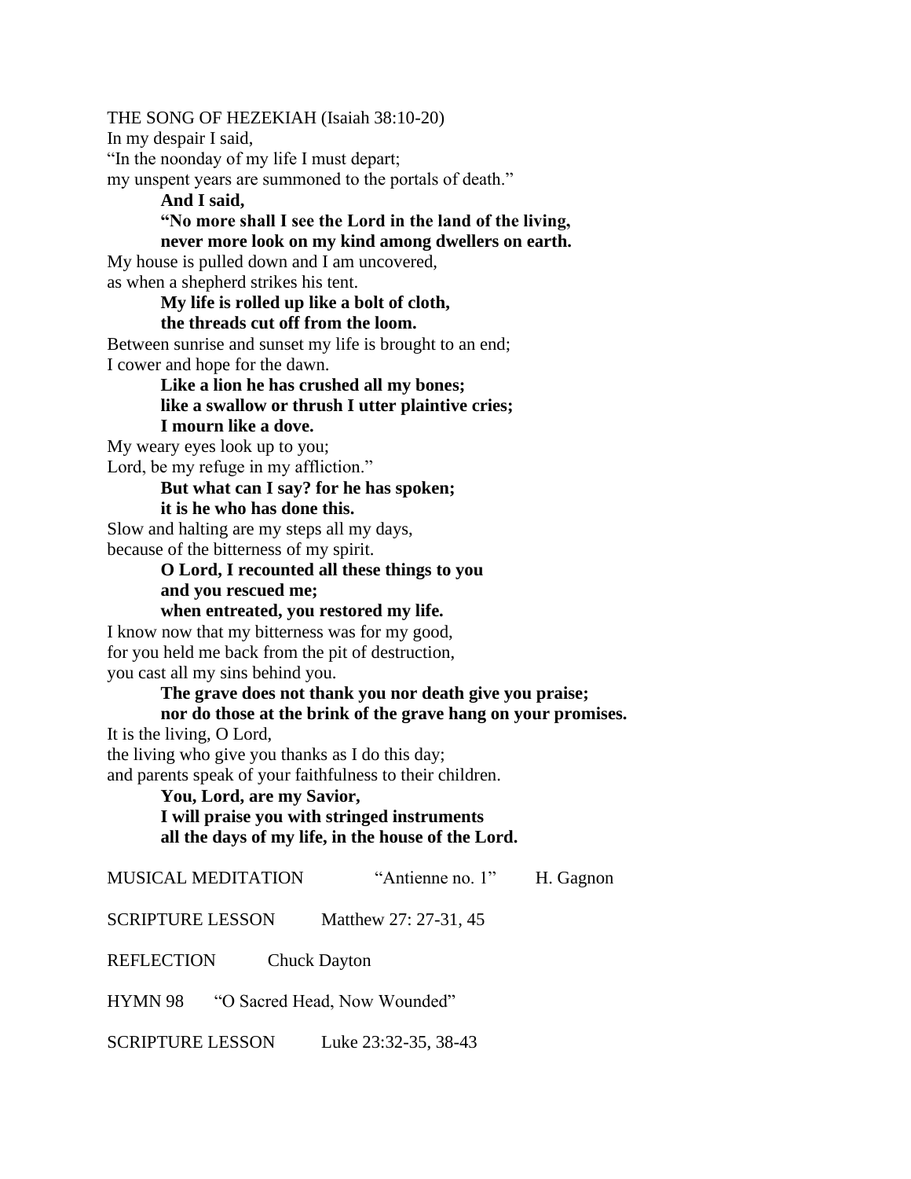THE SONG OF HEZEKIAH (Isaiah 38:10-20)

In my despair I said,
"In the noonday of my life I must depart;
my unspent years are summoned to the portals of death."

**And I said,**
**"No more shall I see the Lord in the land of the living,**
**never more look on my kind among dwellers on earth.**

My house is pulled down and I am uncovered,
as when a shepherd strikes his tent.

**My life is rolled up like a bolt of cloth,**
**the threads cut off from the loom.**

Between sunrise and sunset my life is brought to an end;
I cower and hope for the dawn.

**Like a lion he has crushed all my bones;**
**like a swallow or thrush I utter plaintive cries;**
**I mourn like a dove.**

My weary eyes look up to you;
Lord, be my refuge in my affliction."

**But what can I say? for he has spoken;**
**it is he who has done this.**

Slow and halting are my steps all my days,
because of the bitterness of my spirit.

**O Lord, I recounted all these things to you**
**and you rescued me;**
**when entreated, you restored my life.**

I know now that my bitterness was for my good,
for you held me back from the pit of destruction,
you cast all my sins behind you.

**The grave does not thank you nor death give you praise;**
**nor do those at the brink of the grave hang on your promises.**

It is the living, O Lord,
the living who give you thanks as I do this day;
and parents speak of your faithfulness to their children.

**You, Lord, are my Savior,**
**I will praise you with stringed instruments**
**all the days of my life, in the house of the Lord.**

MUSICAL MEDITATION "Antienne no. 1" H. Gagnon

SCRIPTURE LESSON Matthew 27: 27-31, 45

REFLECTION Chuck Dayton

HYMN 98 "O Sacred Head, Now Wounded"

SCRIPTURE LESSON Luke 23:32-35, 38-43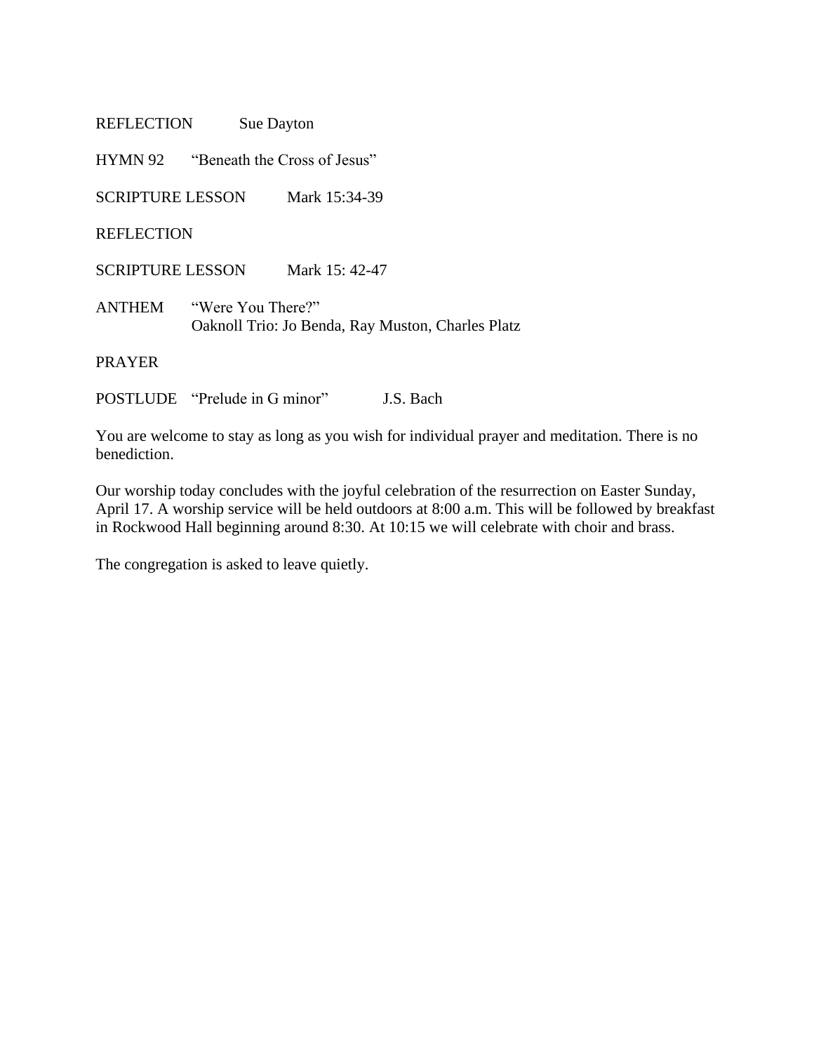REFLECTION Sue Dayton

HYMN 92 "Beneath the Cross of Jesus"

SCRIPTURE LESSON Mark 15:34-39

REFLECTION

SCRIPTURE LESSON Mark 15: 42-47

ANTHEM "Were You There?"
Oaknoll Trio: Jo Benda, Ray Muston, Charles Platz

PRAYER

POSTLUDE "Prelude in G minor" J.S. Bach

You are welcome to stay as long as you wish for individual prayer and meditation. There is no benediction.

Our worship today concludes with the joyful celebration of the resurrection on Easter Sunday, April 17. A worship service will be held outdoors at 8:00 a.m. This will be followed by breakfast in Rockwood Hall beginning around 8:30. At 10:15 we will celebrate with choir and brass.

The congregation is asked to leave quietly.